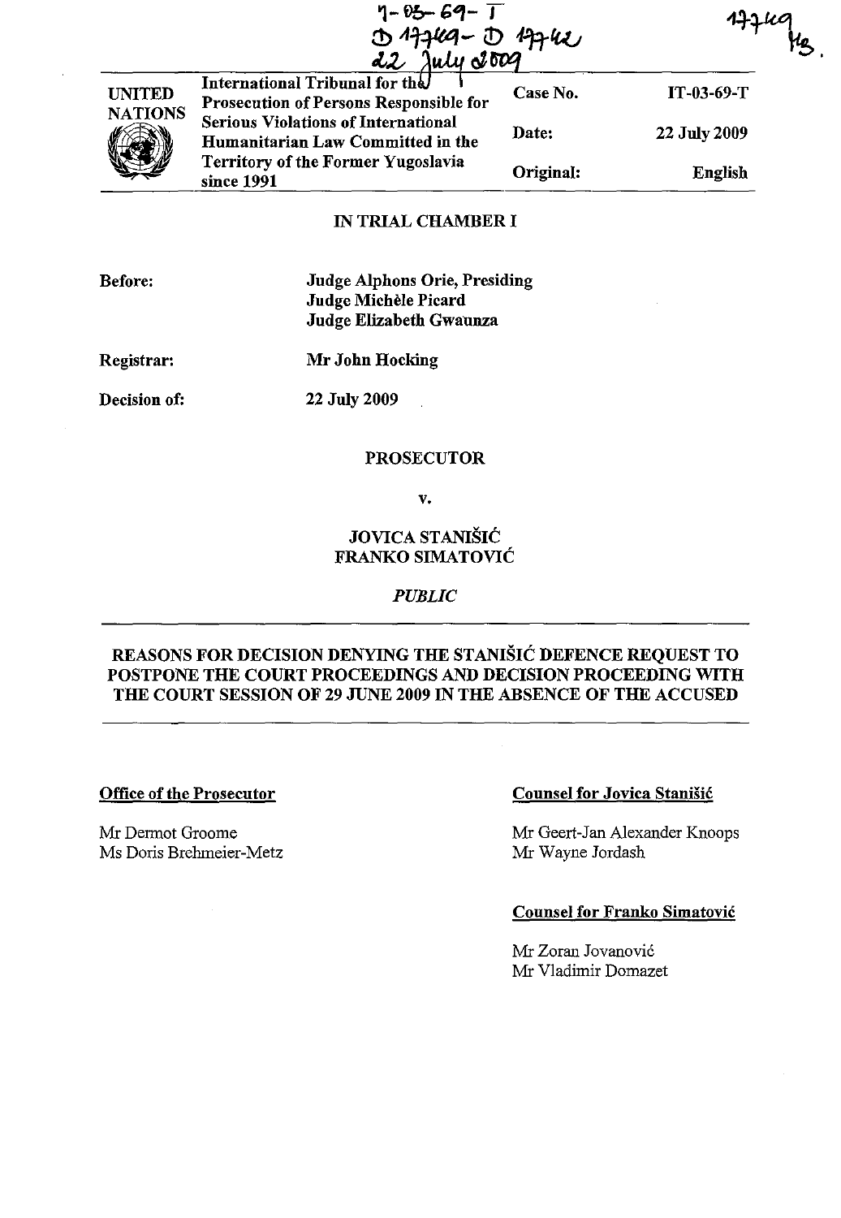IT-03-69-T
D 17749 - D 17742
22 July 2009

17749
MB.

| UNITED NATIONS | International Tribunal for the Prosecution of Persons Responsible for Serious Violations of International Humanitarian Law Committed in the Territory of the Former Yugoslavia since 1991 | Case No. | IT-03-69-T |
|---|---|---|---|
| | | Date: | 22 July 2009 |
| | | Original: | English |

IN TRIAL CHAMBER I

**Before:** Judge Alphons Orie, Presiding
Judge Michèle Picard
Judge Elizabeth Gwaunza

**Registrar:** Mr John Hocking

**Decision of:** 22 July 2009

PROSECUTOR

v.

JOVICA STANIŠIĆ
FRANKO SIMATOVIĆ

*PUBLIC*

## REASONS FOR DECISION DENYING THE STANIŠIĆ DEFENCE REQUEST TO POSTPONE THE COURT PROCEEDINGS AND DECISION PROCEEDING WITH THE COURT SESSION OF 29 JUNE 2009 IN THE ABSENCE OF THE ACCUSED

**Office of the Prosecutor**

Mr Dermot Groome
Ms Doris Brehmeier-Metz

**Counsel for Jovica Stanišić**

Mr Geert-Jan Alexander Knoops
Mr Wayne Jordash

**Counsel for Franko Simatović**

Mr Zoran Jovanović
Mr Vladimir Domazet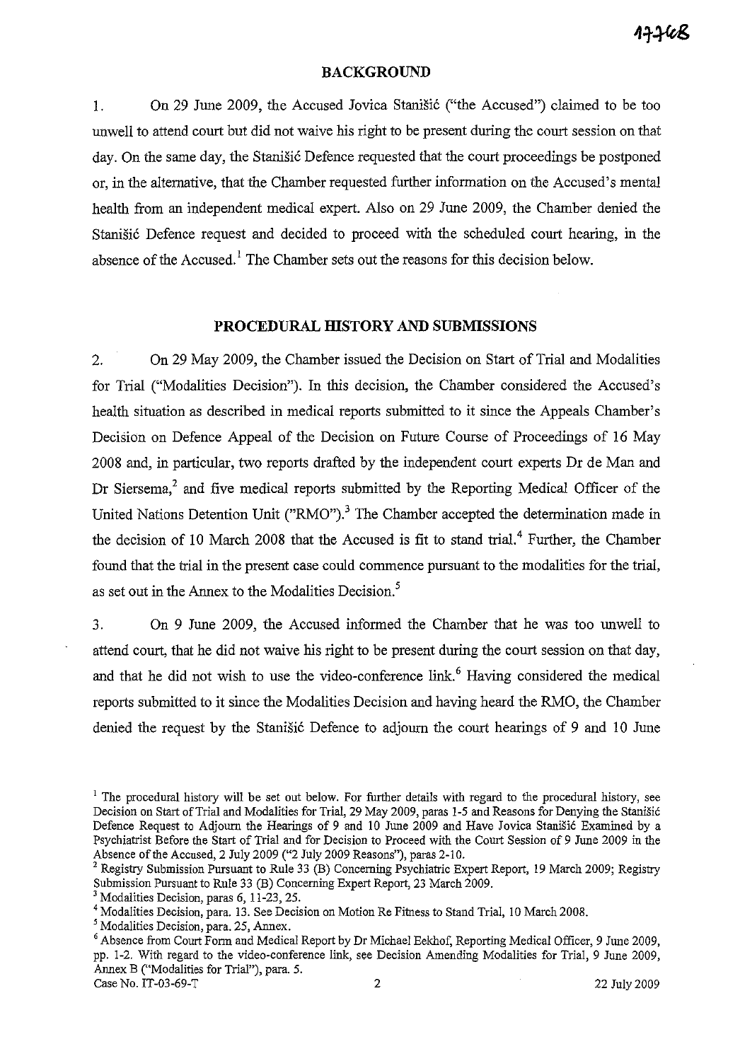## BACKGROUND

1. On 29 June 2009, the Accused Jovica Stanišić ("the Accused") claimed to be too unwell to attend court but did not waive his right to be present during the court session on that day. On the same day, the Stanišić Defence requested that the court proceedings be postponed or, in the alternative, that the Chamber requested further information on the Accused's mental health from an independent medical expert. Also on 29 June 2009, the Chamber denied the Stanišić Defence request and decided to proceed with the scheduled court hearing, in the absence of the Accused.[1] The Chamber sets out the reasons for this decision below.

## PROCEDURAL HISTORY AND SUBMISSIONS

2. On 29 May 2009, the Chamber issued the Decision on Start of Trial and Modalities for Trial ("Modalities Decision"). In this decision, the Chamber considered the Accused's health situation as described in medical reports submitted to it since the Appeals Chamber's Decision on Defence Appeal of the Decision on Future Course of Proceedings of 16 May 2008 and, in particular, two reports drafted by the independent court experts Dr de Man and Dr Siersema,[2] and five medical reports submitted by the Reporting Medical Officer of the United Nations Detention Unit ("RMO").[3] The Chamber accepted the determination made in the decision of 10 March 2008 that the Accused is fit to stand trial.[4] Further, the Chamber found that the trial in the present case could commence pursuant to the modalities for the trial, as set out in the Annex to the Modalities Decision.[5]

3. On 9 June 2009, the Accused informed the Chamber that he was too unwell to attend court, that he did not waive his right to be present during the court session on that day, and that he did not wish to use the video-conference link.[6] Having considered the medical reports submitted to it since the Modalities Decision and having heard the RMO, the Chamber denied the request by the Stanišić Defence to adjourn the court hearings of 9 and 10 June

---

[1] The procedural history will be set out below. For further details with regard to the procedural history, see Decision on Start of Trial and Modalities for Trial, 29 May 2009, paras 1-5 and Reasons for Denying the Stanišić Defence Request to Adjourn the Hearings of 9 and 10 June 2009 and Have Jovica Stanišić Examined by a Psychiatrist Before the Start of Trial and for Decision to Proceed with the Court Session of 9 June 2009 in the Absence of the Accused, 2 July 2009 ("2 July 2009 Reasons"), paras 2-10.

[2] Registry Submission Pursuant to Rule 33 (B) Concerning Psychiatric Expert Report, 19 March 2009; Registry Submission Pursuant to Rule 33 (B) Concerning Expert Report, 23 March 2009.

[3] Modalities Decision, paras 6, 11-23, 25.

[4] Modalities Decision, para. 13. See Decision on Motion Re Fitness to Stand Trial, 10 March 2008.

[5] Modalities Decision, para. 25, Annex.

[6] Absence from Court Form and Medical Report by Dr Michael Eekhof, Reporting Medical Officer, 9 June 2009, pp. 1-2. With regard to the video-conference link, see Decision Amending Modalities for Trial, 9 June 2009, Annex B ("Modalities for Trial"), para. 5.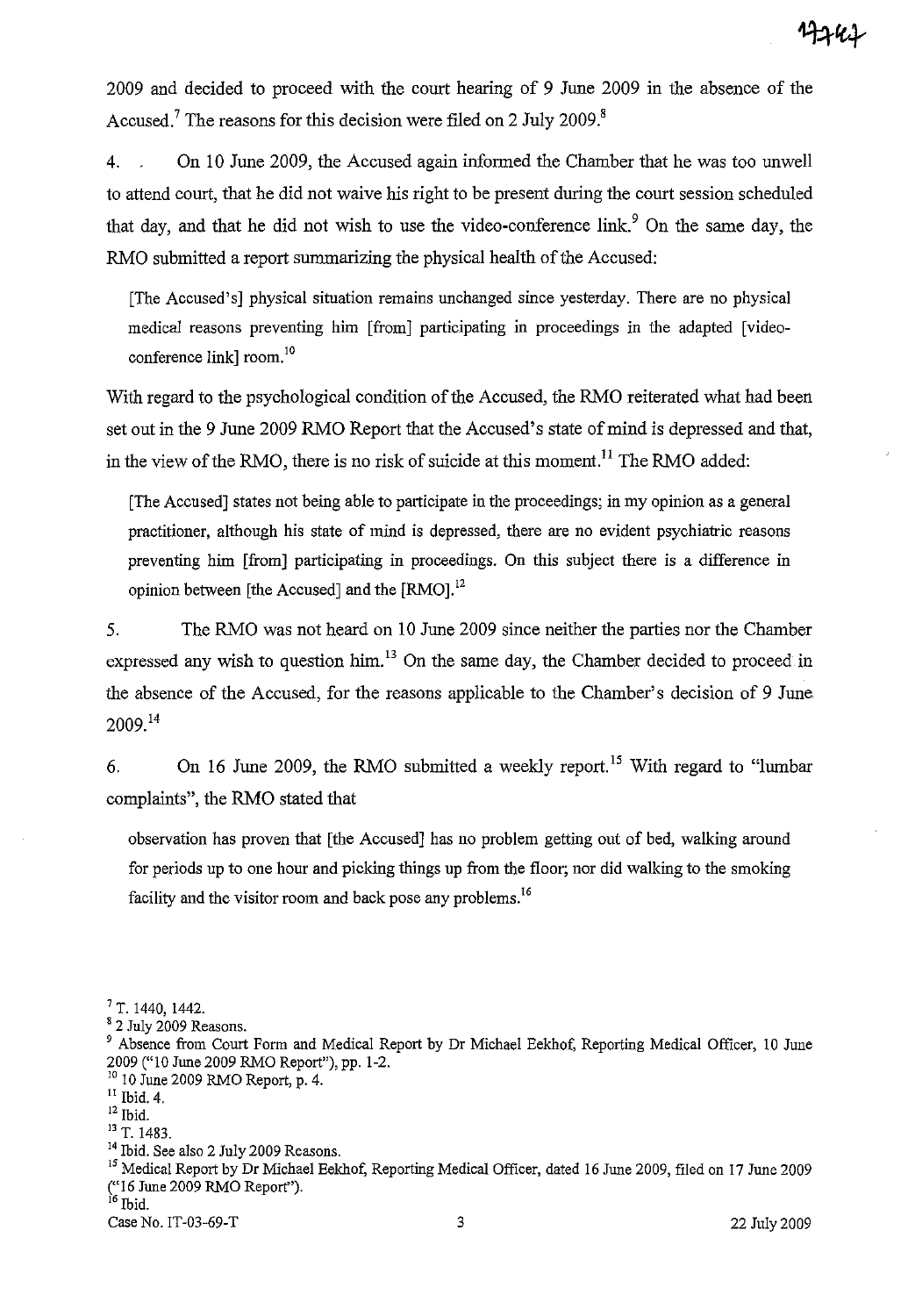2009 and decided to proceed with the court hearing of 9 June 2009 in the absence of the Accused.[7] The reasons for this decision were filed on 2 July 2009.[8]

4. On 10 June 2009, the Accused again informed the Chamber that he was too unwell to attend court, that he did not waive his right to be present during the court session scheduled that day, and that he did not wish to use the video-conference link.[9] On the same day, the RMO submitted a report summarizing the physical health of the Accused:

> [The Accused's] physical situation remains unchanged since yesterday. There are no physical medical reasons preventing him [from] participating in proceedings in the adapted [video-conference link] room.[10]

With regard to the psychological condition of the Accused, the RMO reiterated what had been set out in the 9 June 2009 RMO Report that the Accused's state of mind is depressed and that, in the view of the RMO, there is no risk of suicide at this moment.[11] The RMO added:

> [The Accused] states not being able to participate in the proceedings; in my opinion as a general practitioner, although his state of mind is depressed, there are no evident psychiatric reasons preventing him [from] participating in proceedings. On this subject there is a difference in opinion between [the Accused] and the [RMO].[12]

5. The RMO was not heard on 10 June 2009 since neither the parties nor the Chamber expressed any wish to question him.[13] On the same day, the Chamber decided to proceed in the absence of the Accused, for the reasons applicable to the Chamber's decision of 9 June 2009.[14]

6. On 16 June 2009, the RMO submitted a weekly report.[15] With regard to "lumbar complaints", the RMO stated that

> observation has proven that [the Accused] has no problem getting out of bed, walking around for periods up to one hour and picking things up from the floor; nor did walking to the smoking facility and the visitor room and back pose any problems.[16]

---

[7] T. 1440, 1442.

[8] 2 July 2009 Reasons.

[9] Absence from Court Form and Medical Report by Dr Michael Eekhof, Reporting Medical Officer, 10 June 2009 ("10 June 2009 RMO Report"), pp. 1-2.

[10] 10 June 2009 RMO Report, p. 4.

[11] Ibid. 4.

[12] Ibid.

[13] T. 1483.

[14] Ibid. See also 2 July 2009 Reasons.

[15] Medical Report by Dr Michael Eekhof, Reporting Medical Officer, dated 16 June 2009, filed on 17 June 2009 ("16 June 2009 RMO Report").

[16] Ibid.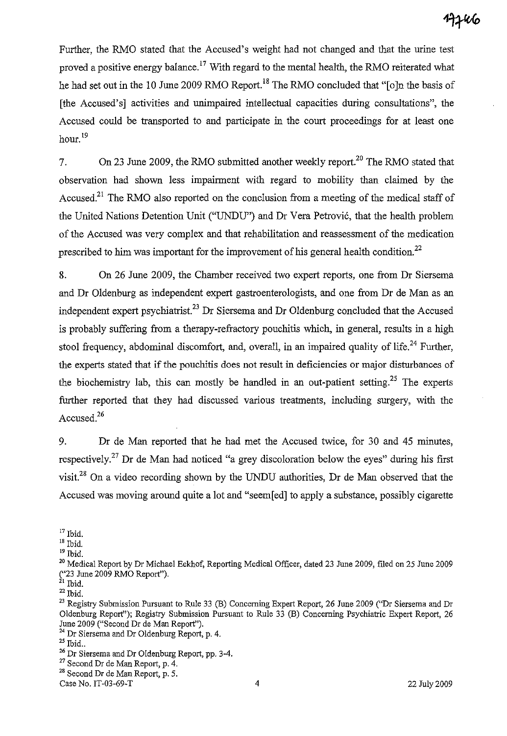Further, the RMO stated that the Accused's weight had not changed and that the urine test proved a positive energy balance.[17] With regard to the mental health, the RMO reiterated what he had set out in the 10 June 2009 RMO Report.[18] The RMO concluded that "[o]n the basis of [the Accused's] activities and unimpaired intellectual capacities during consultations", the Accused could be transported to and participate in the court proceedings for at least one hour.[19]

7. On 23 June 2009, the RMO submitted another weekly report.[20] The RMO stated that observation had shown less impairment with regard to mobility than claimed by the Accused.[21] The RMO also reported on the conclusion from a meeting of the medical staff of the United Nations Detention Unit ("UNDU") and Dr Vera Petrović, that the health problem of the Accused was very complex and that rehabilitation and reassessment of the medication prescribed to him was important for the improvement of his general health condition.[22]

8. On 26 June 2009, the Chamber received two expert reports, one from Dr Siersema and Dr Oldenburg as independent expert gastroenterologists, and one from Dr de Man as an independent expert psychiatrist.[23] Dr Siersema and Dr Oldenburg concluded that the Accused is probably suffering from a therapy-refractory pouchitis which, in general, results in a high stool frequency, abdominal discomfort, and, overall, in an impaired quality of life.[24] Further, the experts stated that if the pouchitis does not result in deficiencies or major disturbances of the biochemistry lab, this can mostly be handled in an out-patient setting.[25] The experts further reported that they had discussed various treatments, including surgery, with the Accused.[26]

9. Dr de Man reported that he had met the Accused twice, for 30 and 45 minutes, respectively.[27] Dr de Man had noticed "a grey discoloration below the eyes" during his first visit.[28] On a video recording shown by the UNDU authorities, Dr de Man observed that the Accused was moving around quite a lot and "seem[ed] to apply a substance, possibly cigarette

---

[17] Ibid.

[18] Ibid.

[19] Ibid.

[20] Medical Report by Dr Michael Eekhof, Reporting Medical Officer, dated 23 June 2009, filed on 25 June 2009 ("23 June 2009 RMO Report").

[21] Ibid.

[22] Ibid.

[23] Registry Submission Pursuant to Rule 33 (B) Concerning Expert Report, 26 June 2009 ("Dr Siersema and Dr Oldenburg Report"); Registry Submission Pursuant to Rule 33 (B) Concerning Psychiatric Expert Report, 26 June 2009 ("Second Dr de Man Report").

[24] Dr Siersema and Dr Oldenburg Report, p. 4.

[25] Ibid..

[26] Dr Siersema and Dr Oldenburg Report, pp. 3-4.

[27] Second Dr de Man Report, p. 4.

[28] Second Dr de Man Report, p. 5.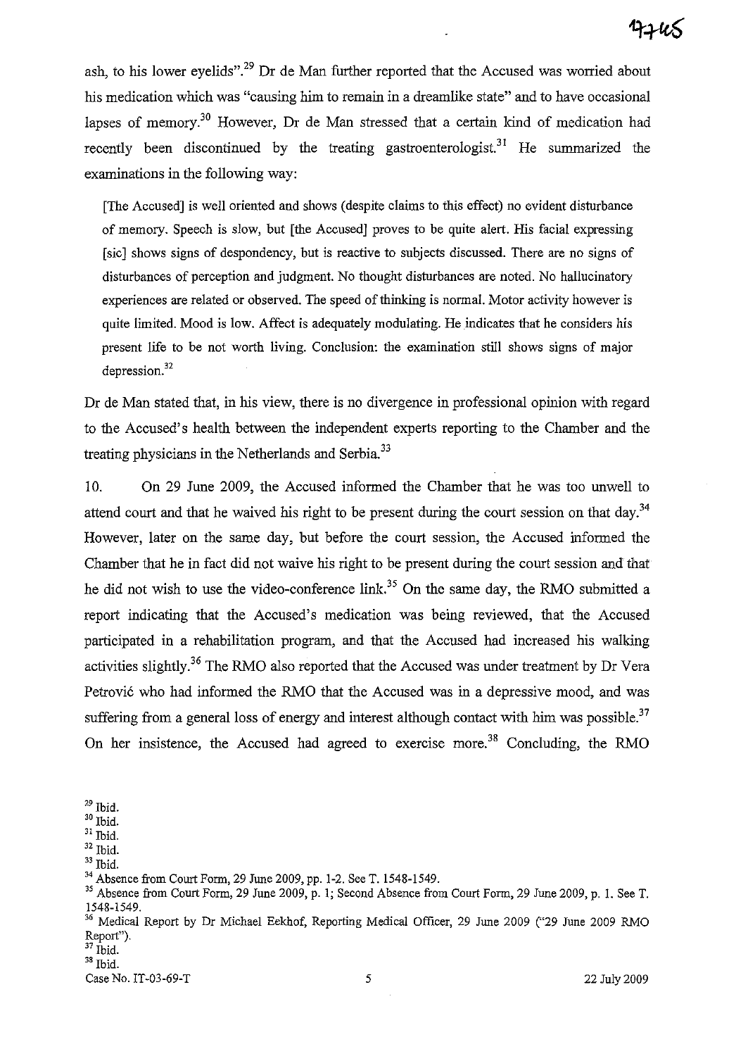ash, to his lower eyelids".[29] Dr de Man further reported that the Accused was worried about his medication which was "causing him to remain in a dreamlike state" and to have occasional lapses of memory.[30] However, Dr de Man stressed that a certain kind of medication had recently been discontinued by the treating gastroenterologist.[31] He summarized the examinations in the following way:

> [The Accused] is well oriented and shows (despite claims to this effect) no evident disturbance of memory. Speech is slow, but [the Accused] proves to be quite alert. His facial expressing [sic] shows signs of despondency, but is reactive to subjects discussed. There are no signs of disturbances of perception and judgment. No thought disturbances are noted. No hallucinatory experiences are related or observed. The speed of thinking is normal. Motor activity however is quite limited. Mood is low. Affect is adequately modulating. He indicates that he considers his present life to be not worth living. Conclusion: the examination still shows signs of major depression.[32]

Dr de Man stated that, in his view, there is no divergence in professional opinion with regard to the Accused's health between the independent experts reporting to the Chamber and the treating physicians in the Netherlands and Serbia.[33]

10. On 29 June 2009, the Accused informed the Chamber that he was too unwell to attend court and that he waived his right to be present during the court session on that day.[34] However, later on the same day, but before the court session, the Accused informed the Chamber that he in fact did not waive his right to be present during the court session and that he did not wish to use the video-conference link.[35] On the same day, the RMO submitted a report indicating that the Accused's medication was being reviewed, that the Accused participated in a rehabilitation program, and that the Accused had increased his walking activities slightly.[36] The RMO also reported that the Accused was under treatment by Dr Vera Petrović who had informed the RMO that the Accused was in a depressive mood, and was suffering from a general loss of energy and interest although contact with him was possible.[37] On her insistence, the Accused had agreed to exercise more.[38] Concluding, the RMO

---

[29] Ibid.
[30] Ibid.
[31] Ibid.
[32] Ibid.
[33] Ibid.
[34] Absence from Court Form, 29 June 2009, pp. 1-2. See T. 1548-1549.
[35] Absence from Court Form, 29 June 2009, p. 1; Second Absence from Court Form, 29 June 2009, p. 1. See T. 1548-1549.
[36] Medical Report by Dr Michael Eekhof, Reporting Medical Officer, 29 June 2009 ("29 June 2009 RMO Report").
[37] Ibid.
[38] Ibid.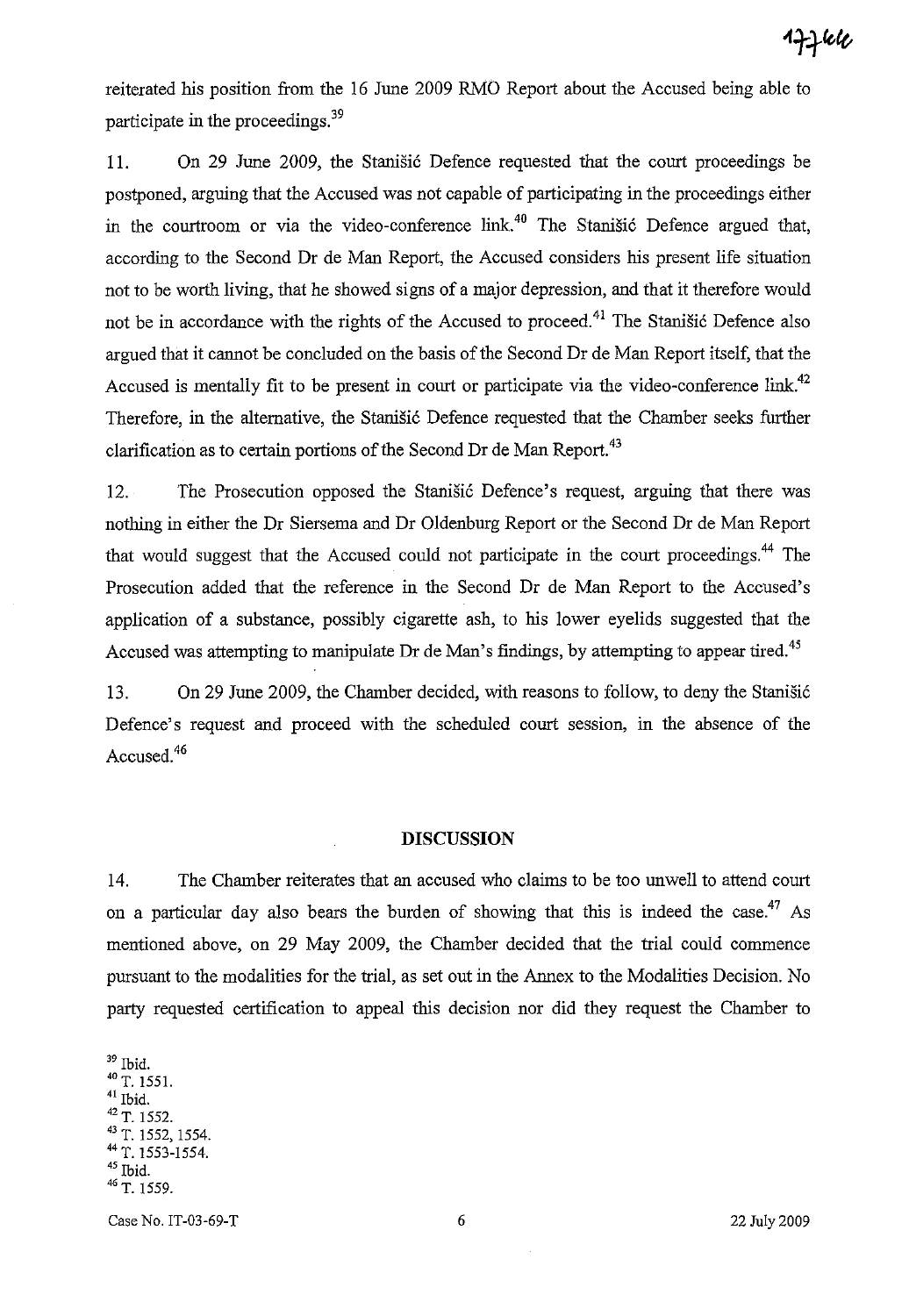reiterated his position from the 16 June 2009 RMO Report about the Accused being able to participate in the proceedings.[39]

11. On 29 June 2009, the Stanišić Defence requested that the court proceedings be postponed, arguing that the Accused was not capable of participating in the proceedings either in the courtroom or via the video-conference link.[40] The Stanišić Defence argued that, according to the Second Dr de Man Report, the Accused considers his present life situation not to be worth living, that he showed signs of a major depression, and that it therefore would not be in accordance with the rights of the Accused to proceed.[41] The Stanišić Defence also argued that it cannot be concluded on the basis of the Second Dr de Man Report itself, that the Accused is mentally fit to be present in court or participate via the video-conference link.[42] Therefore, in the alternative, the Stanišić Defence requested that the Chamber seeks further clarification as to certain portions of the Second Dr de Man Report.[43]

12. The Prosecution opposed the Stanišić Defence's request, arguing that there was nothing in either the Dr Siersema and Dr Oldenburg Report or the Second Dr de Man Report that would suggest that the Accused could not participate in the court proceedings.[44] The Prosecution added that the reference in the Second Dr de Man Report to the Accused's application of a substance, possibly cigarette ash, to his lower eyelids suggested that the Accused was attempting to manipulate Dr de Man's findings, by attempting to appear tired.[45]

13. On 29 June 2009, the Chamber decided, with reasons to follow, to deny the Stanišić Defence's request and proceed with the scheduled court session, in the absence of the Accused.[46]

## DISCUSSION

14. The Chamber reiterates that an accused who claims to be too unwell to attend court on a particular day also bears the burden of showing that this is indeed the case.[47] As mentioned above, on 29 May 2009, the Chamber decided that the trial could commence pursuant to the modalities for the trial, as set out in the Annex to the Modalities Decision. No party requested certification to appeal this decision nor did they request the Chamber to

[39] Ibid.
[40] T. 1551.
[41] Ibid.
[42] T. 1552.
[43] T. 1552, 1554.
[44] T. 1553-1554.
[45] Ibid.
[46] T. 1559.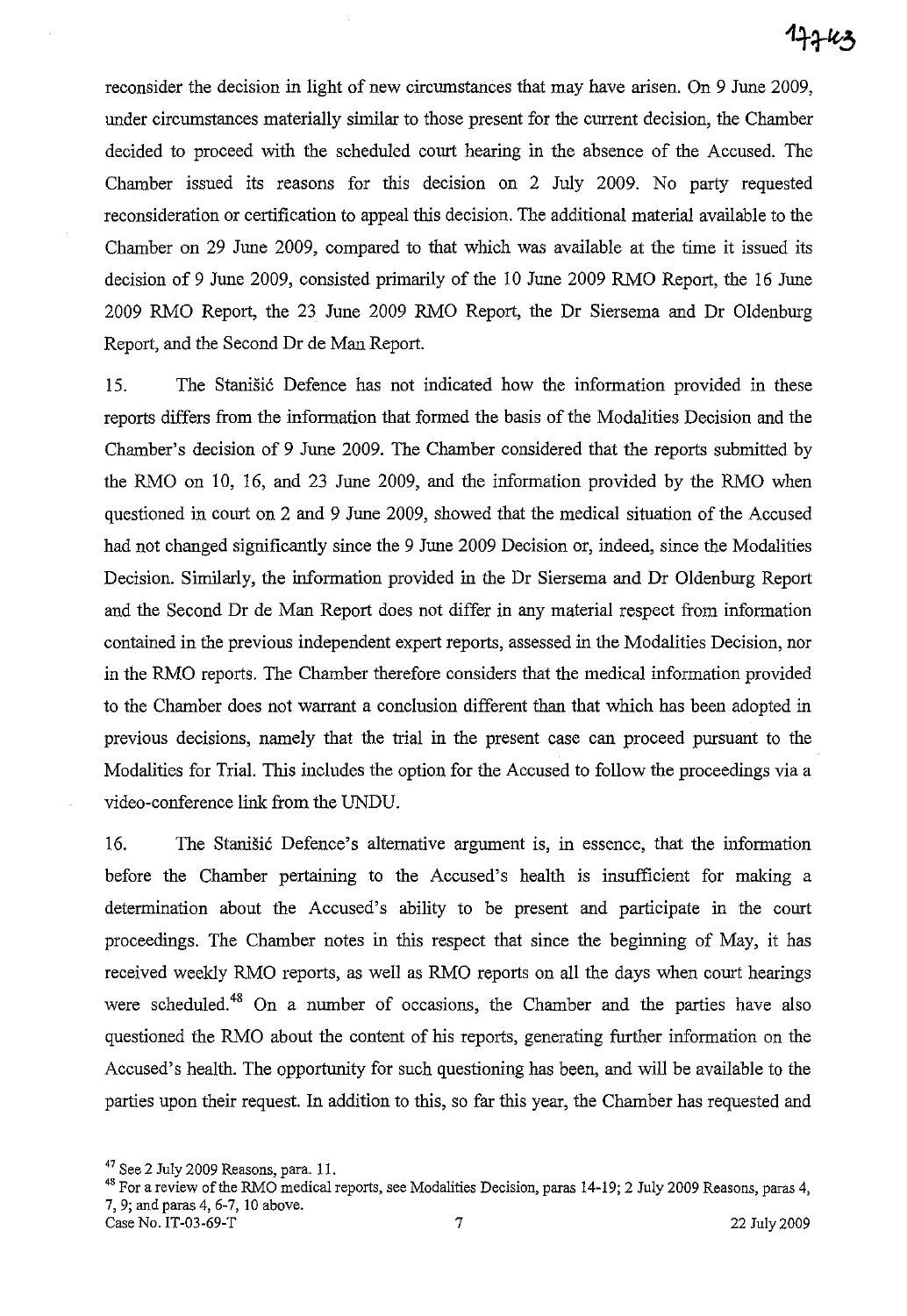reconsider the decision in light of new circumstances that may have arisen. On 9 June 2009, under circumstances materially similar to those present for the current decision, the Chamber decided to proceed with the scheduled court hearing in the absence of the Accused. The Chamber issued its reasons for this decision on 2 July 2009. No party requested reconsideration or certification to appeal this decision. The additional material available to the Chamber on 29 June 2009, compared to that which was available at the time it issued its decision of 9 June 2009, consisted primarily of the 10 June 2009 RMO Report, the 16 June 2009 RMO Report, the 23 June 2009 RMO Report, the Dr Siersema and Dr Oldenburg Report, and the Second Dr de Man Report.

15. The Stanišić Defence has not indicated how the information provided in these reports differs from the information that formed the basis of the Modalities Decision and the Chamber's decision of 9 June 2009. The Chamber considered that the reports submitted by the RMO on 10, 16, and 23 June 2009, and the information provided by the RMO when questioned in court on 2 and 9 June 2009, showed that the medical situation of the Accused had not changed significantly since the 9 June 2009 Decision or, indeed, since the Modalities Decision. Similarly, the information provided in the Dr Siersema and Dr Oldenburg Report and the Second Dr de Man Report does not differ in any material respect from information contained in the previous independent expert reports, assessed in the Modalities Decision, nor in the RMO reports. The Chamber therefore considers that the medical information provided to the Chamber does not warrant a conclusion different than that which has been adopted in previous decisions, namely that the trial in the present case can proceed pursuant to the Modalities for Trial. This includes the option for the Accused to follow the proceedings via a video-conference link from the UNDU.

16. The Stanišić Defence's alternative argument is, in essence, that the information before the Chamber pertaining to the Accused's health is insufficient for making a determination about the Accused's ability to be present and participate in the court proceedings. The Chamber notes in this respect that since the beginning of May, it has received weekly RMO reports, as well as RMO reports on all the days when court hearings were scheduled.[48] On a number of occasions, the Chamber and the parties have also questioned the RMO about the content of his reports, generating further information on the Accused's health. The opportunity for such questioning has been, and will be available to the parties upon their request. In addition to this, so far this year, the Chamber has requested and

[47] See 2 July 2009 Reasons, para. 11.

[48] For a review of the RMO medical reports, see Modalities Decision, paras 14-19; 2 July 2009 Reasons, paras 4, 7, 9; and paras 4, 6-7, 10 above.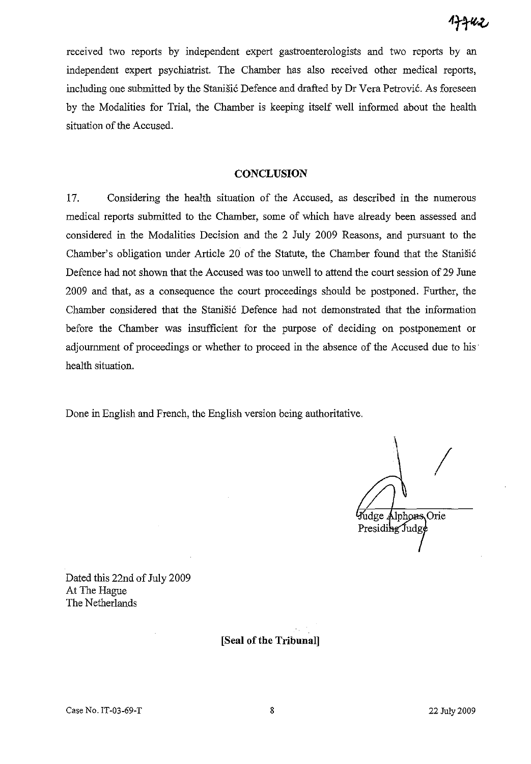received two reports by independent expert gastroenterologists and two reports by an independent expert psychiatrist. The Chamber has also received other medical reports, including one submitted by the Stanišić Defence and drafted by Dr Vera Petrović. As foreseen by the Modalities for Trial, the Chamber is keeping itself well informed about the health situation of the Accused.

## CONCLUSION

17. Considering the health situation of the Accused, as described in the numerous medical reports submitted to the Chamber, some of which have already been assessed and considered in the Modalities Decision and the 2 July 2009 Reasons, and pursuant to the Chamber's obligation under Article 20 of the Statute, the Chamber found that the Stanišić Defence had not shown that the Accused was too unwell to attend the court session of 29 June 2009 and that, as a consequence the court proceedings should be postponed. Further, the Chamber considered that the Stanišić Defence had not demonstrated that the information before the Chamber was insufficient for the purpose of deciding on postponement or adjournment of proceedings or whether to proceed in the absence of the Accused due to his health situation.

Done in English and French, the English version being authoritative.

Judge Alphons Orie
Presiding Judge

Dated this 22nd of July 2009
At The Hague
The Netherlands

**[Seal of the Tribunal]**